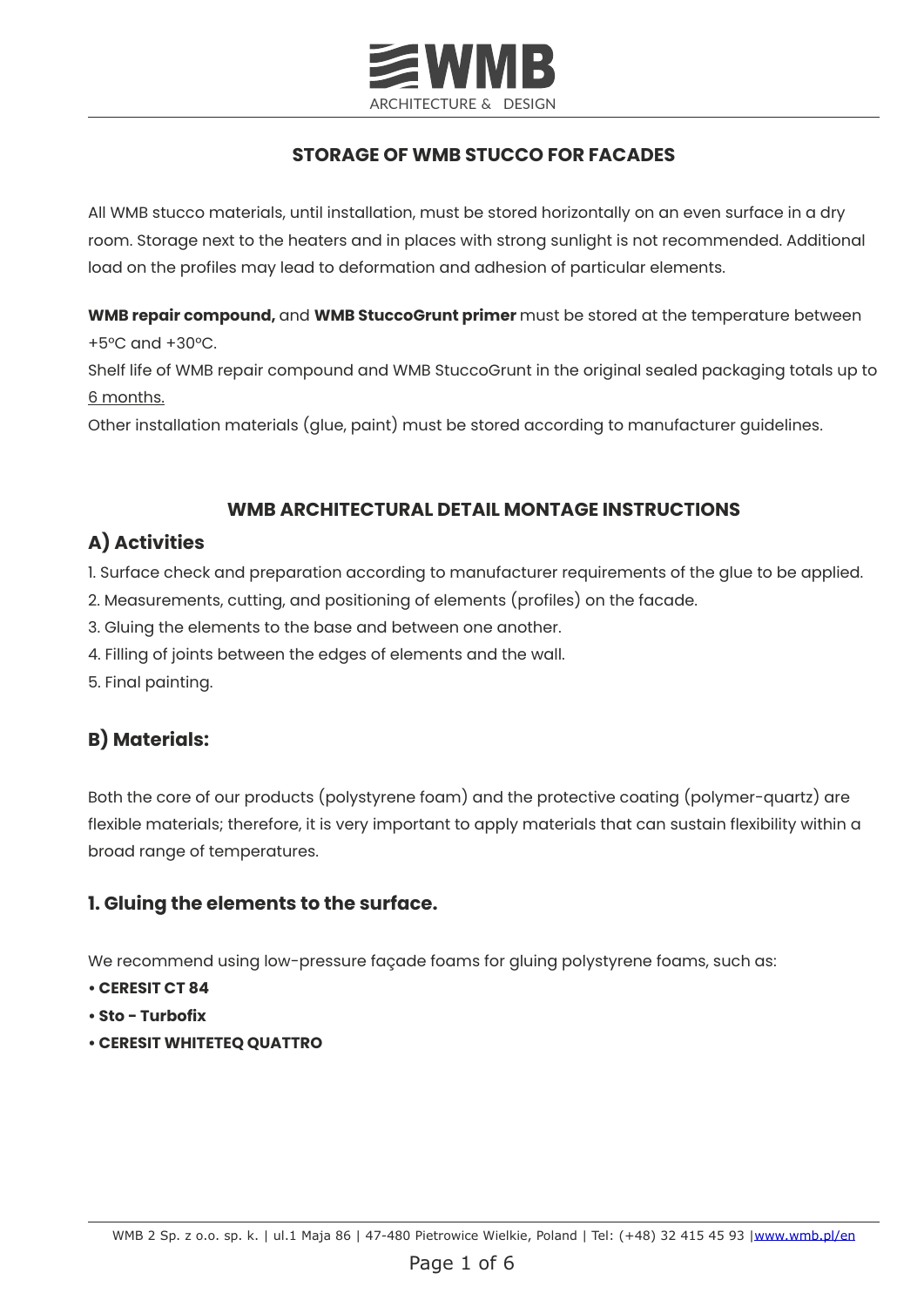## STORAGE OF WMB STUCCO FOR FACADES

All WMB stucco materials, until installation, must be stored horizontally on an even surface in a dry room. Storage next to the heaters and in places with strong sunlight is not recommended. Additional load on the profiles may lead to deformation and adhesion of particular elements.

**WMB repair compound,** and **WMB StuccoGrunt primer** must be stored at the temperature between +5ºC and +30ºC.
Shelf life of WMB repair compound and WMB StuccoGrunt in the original sealed packaging totals up to 6 months.
Other installation materials (glue, paint) must be stored according to manufacturer guidelines.

## WMB ARCHITECTURAL DETAIL MONTAGE INSTRUCTIONS

### A) Activities

1. Surface check and preparation according to manufacturer requirements of the glue to be applied.
2. Measurements, cutting, and positioning of elements (profiles) on the facade.
3. Gluing the elements to the base and between one another.
4. Filling of joints between the edges of elements and the wall.
5. Final painting.

### B) Materials:

Both the core of our products (polystyrene foam) and the protective coating (polymer-quartz) are flexible materials; therefore, it is very important to apply materials that can sustain flexibility within a broad range of temperatures.

### 1. Gluing the elements to the surface.

We recommend using low-pressure façade foams for gluing polystyrene foams, such as:

- **CERESIT CT 84**
- **Sto - Turbofix**
- **CERESIT WHITETEQ QUATTRO**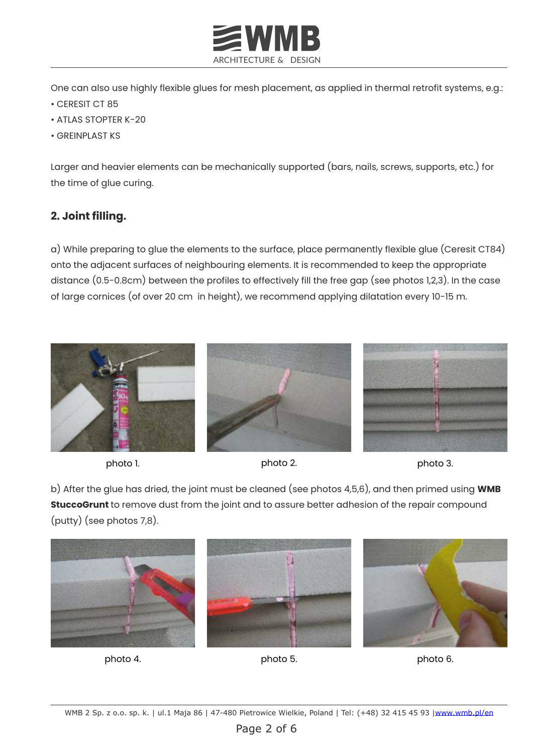One can also use highly flexible glues for mesh placement, as applied in thermal retrofit systems, e.g.:

- CERESIT CT 85
- ATLAS STOPTER K-20
- GREINPLAST KS

Larger and heavier elements can be mechanically supported (bars, nails, screws, supports, etc.) for the time of glue curing.

## 2. Joint filling.

a) While preparing to glue the elements to the surface, place permanently flexible glue (Ceresit CT84) onto the adjacent surfaces of neighbouring elements. It is recommended to keep the appropriate distance (0.5-0.8cm) between the profiles to effectively fill the free gap (see photos 1,2,3). In the case of large cornices (of over 20 cm in height), we recommend applying dilatation every 10-15 m.

photo 1.

photo 2.

photo 3.

b) After the glue has dried, the joint must be cleaned (see photos 4,5,6), and then primed using **WMB StuccoGrunt** to remove dust from the joint and to assure better adhesion of the repair compound (putty) (see photos 7,8).

photo 4.

photo 5.

photo 6.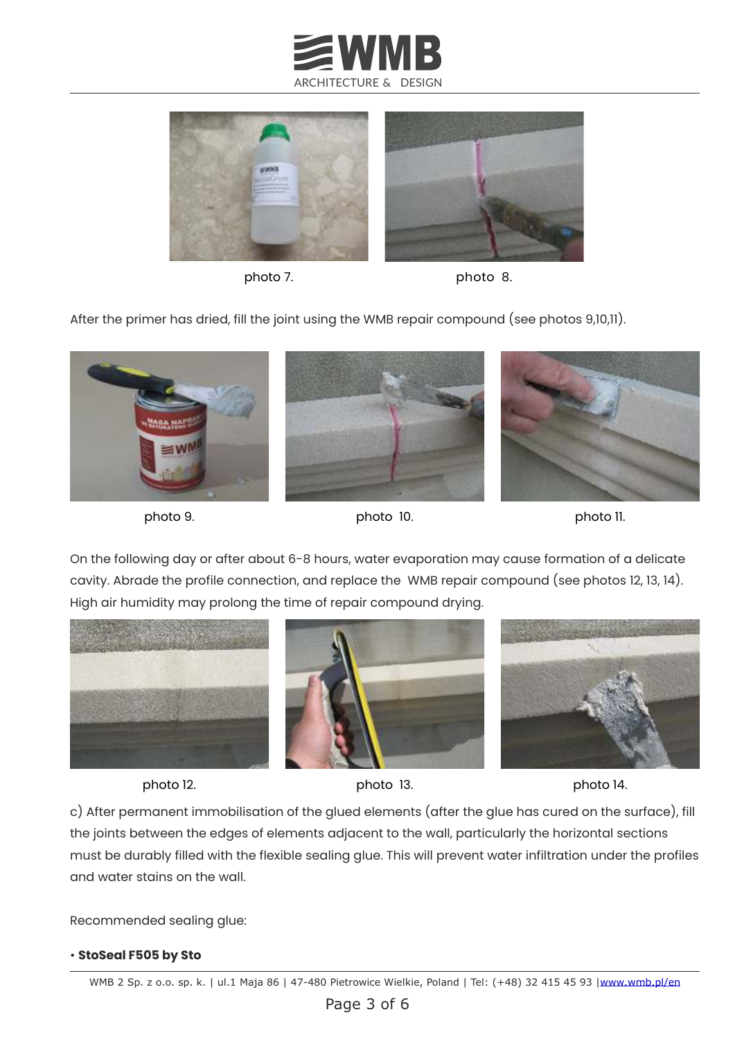photo 7.

photo 8.

After the primer has dried, fill the joint using the WMB repair compound (see photos 9,10,11).

photo 9.

photo 10.

photo 11.

On the following day or after about 6-8 hours, water evaporation may cause formation of a delicate cavity. Abrade the profile connection, and replace the WMB repair compound (see photos 12, 13, 14). High air humidity may prolong the time of repair compound drying.

photo 12.

photo 13.

photo 14.

c) After permanent immobilisation of the glued elements (after the glue has cured on the surface), fill the joints between the edges of elements adjacent to the wall, particularly the horizontal sections must be durably filled with the flexible sealing glue. This will prevent water infiltration under the profiles and water stains on the wall.

Recommended sealing glue:

- **StoSeal F505 by Sto**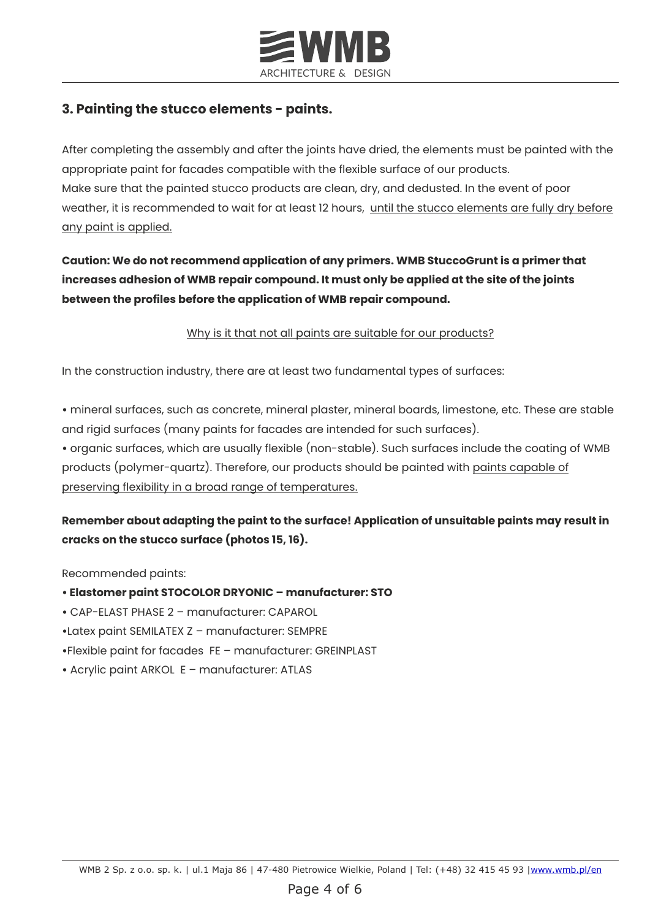## 3. Painting the stucco elements - paints.

After completing the assembly and after the joints have dried, the elements must be painted with the appropriate paint for facades compatible with the flexible surface of our products.
Make sure that the painted stucco products are clean, dry, and dedusted. In the event of poor weather, it is recommended to wait for at least 12 hours, until the stucco elements are fully dry before any paint is applied.

**Caution: We do not recommend application of any primers. WMB StuccoGrunt is a primer that increases adhesion of WMB repair compound. It must only be applied at the site of the joints between the profiles before the application of WMB repair compound.**

Why is it that not all paints are suitable for our products?

In the construction industry, there are at least two fundamental types of surfaces:

- mineral surfaces, such as concrete, mineral plaster, mineral boards, limestone, etc. These are stable and rigid surfaces (many paints for facades are intended for such surfaces).
- organic surfaces, which are usually flexible (non-stable). Such surfaces include the coating of WMB products (polymer-quartz). Therefore, our products should be painted with paints capable of preserving flexibility in a broad range of temperatures.

**Remember about adapting the paint to the surface! Application of unsuitable paints may result in cracks on the stucco surface (photos 15, 16).**

Recommended paints:

- **Elastomer paint STOCOLOR DRYONIC – manufacturer: STO**
- CAP-ELAST PHASE 2 – manufacturer: CAPAROL
- Latex paint SEMILATEX Z – manufacturer: SEMPRE
- Flexible paint for facades FE – manufacturer: GREINPLAST
- Acrylic paint ARKOL E – manufacturer: ATLAS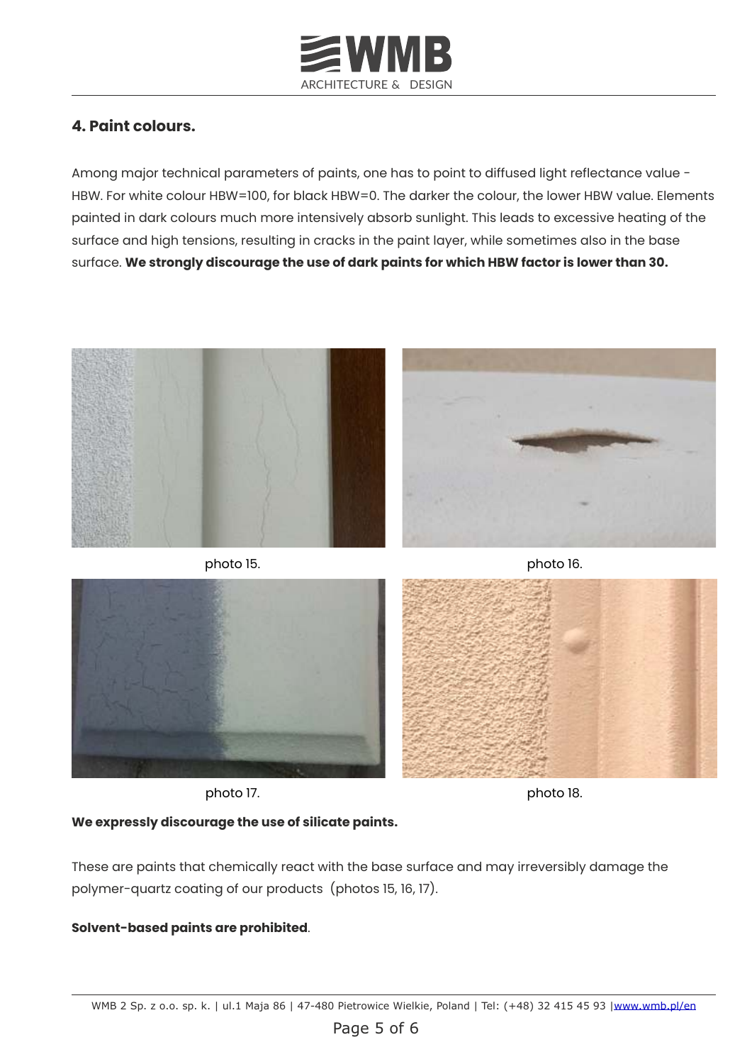## 4. Paint colours.

Among major technical parameters of paints, one has to point to diffused light reflectance value - HBW. For white colour HBW=100, for black HBW=0. The darker the colour, the lower HBW value. Elements painted in dark colours much more intensively absorb sunlight. This leads to excessive heating of the surface and high tensions, resulting in cracks in the paint layer, while sometimes also in the base surface. **We strongly discourage the use of dark paints for which HBW factor is lower than 30.**

photo 15.

photo 16.

photo 17.

photo 18.

**We expressly discourage the use of silicate paints.**

These are paints that chemically react with the base surface and may irreversibly damage the polymer-quartz coating of our products (photos 15, 16, 17).

**Solvent-based paints are prohibited**.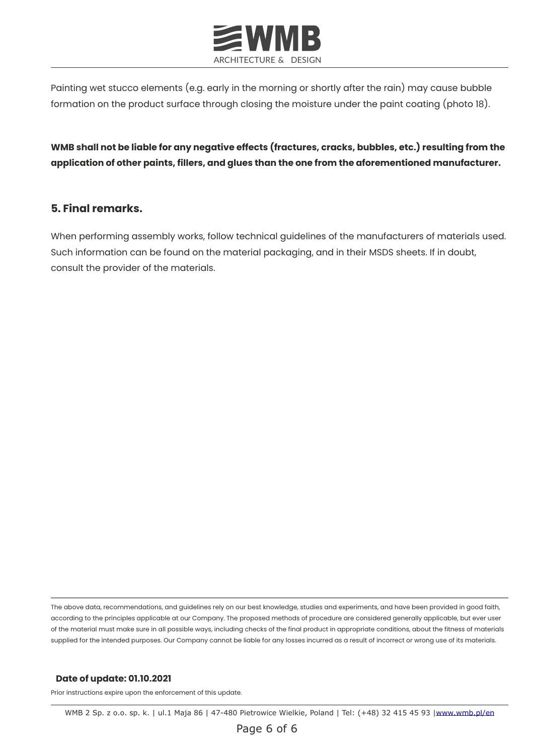Painting wet stucco elements (e.g. early in the morning or shortly after the rain) may cause bubble formation on the product surface through closing the moisture under the paint coating (photo 18).

**WMB shall not be liable for any negative effects (fractures, cracks, bubbles, etc.) resulting from the application of other paints, fillers, and glues than the one from the aforementioned manufacturer.**

## 5. Final remarks.

When performing assembly works, follow technical guidelines of the manufacturers of materials used. Such information can be found on the material packaging, and in their MSDS sheets. If in doubt, consult the provider of the materials.

The above data, recommendations, and guidelines rely on our best knowledge, studies and experiments, and have been provided in good faith, according to the principles applicable at our Company. The proposed methods of procedure are considered generally applicable, but ever user of the material must make sure in all possible ways, including checks of the final product in appropriate conditions, about the fitness of materials supplied for the intended purposes. Our Company cannot be liable for any losses incurred as a result of incorrect or wrong use of its materials.

**Date of update: 01.10.2021**

Prior instructions expire upon the enforcement of this update.